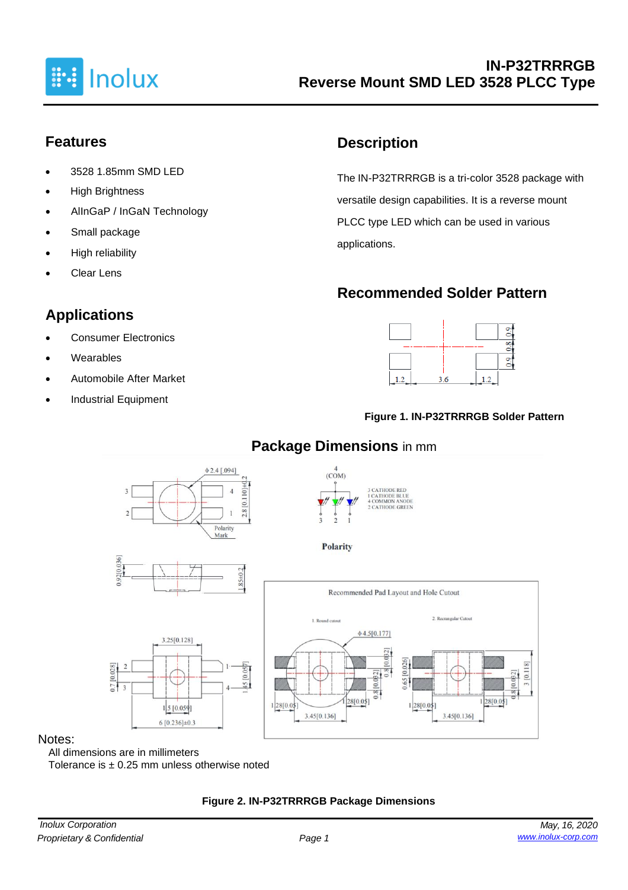# IN-P32TRRRGB
## Reverse Mount SMD LED 3528 PLCC Type

## Features

- 3528 1.85mm SMD LED
- High Brightness
- AlInGaP / InGaN Technology
- Small package
- High reliability
- Clear Lens

## Applications

- Consumer Electronics
- Wearables
- Automobile After Market
- Industrial Equipment

## Description

The IN-P32TRRRGB is a tri-color 3528 package with versatile design capabilities. It is a reverse mount PLCC type LED which can be used in various applications.

## Recommended Solder Pattern

**Figure 1. IN-P32TRRRGB Solder Pattern**

## Package Dimensions in mm

Notes:

All dimensions are in millimeters

Tolerance is ± 0.25 mm unless otherwise noted

**Figure 2. IN-P32TRRRGB Package Dimensions**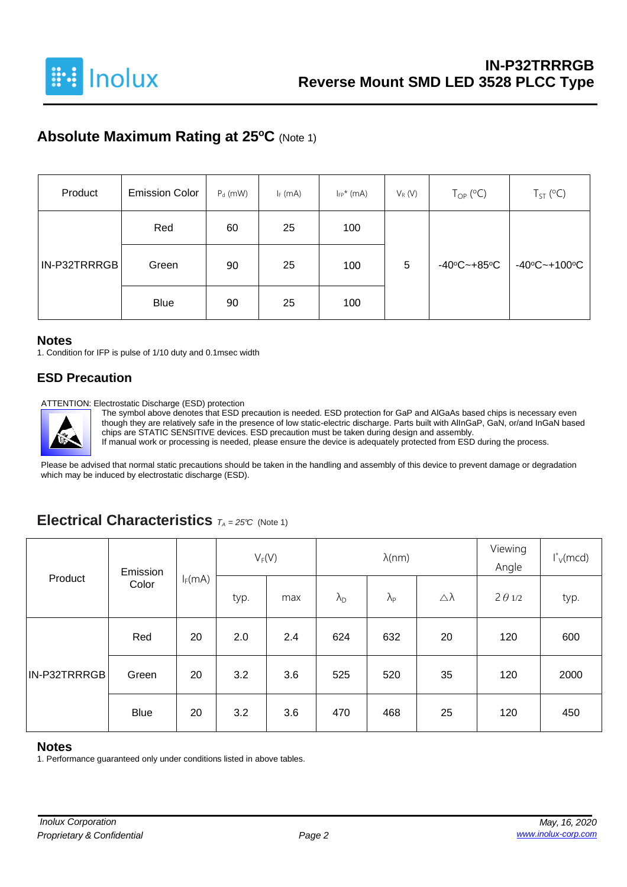## Absolute Maximum Rating at 25ºC (Note 1)

| Product | Emission Color | $P_d$ (mW) | $I_F$ (mA) | $I_{FP}$* (mA) | $V_R$ (V) | $T_{OP}$ (ºC) | $T_{ST}$ (ºC) |
|---|---|---|---|---|---|---|---|
| IN-P32TRRRGB | Red | 60 | 25 | 100 | 5 | -40ºC~+85ºC | -40ºC~+100ºC |
| | Green | 90 | 25 | 100 | | | |
| | Blue | 90 | 25 | 100 | | | |

### Notes

1. Condition for IFP is pulse of 1/10 duty and 0.1msec width

### ESD Precaution

ATTENTION: Electrostatic Discharge (ESD) protection

The symbol above denotes that ESD precaution is needed. ESD protection for GaP and AlGaAs based chips is necessary even though they are relatively safe in the presence of low static-electric discharge. Parts built with AlInGaP, GaN, or/and InGaN based chips are STATIC SENSITIVE devices. ESD precaution must be taken during design and assembly.

If manual work or processing is needed, please ensure the device is adequately protected from ESD during the process.

Please be advised that normal static precautions should be taken in the handling and assembly of this device to prevent damage or degradation which may be induced by electrostatic discharge (ESD).

## Electrical Characteristics $T_A = 25℃$ (Note 1)

| Product | Emission Color | $I_F$(mA) | $V_F$(V) | | λ(nm) | | | Viewing Angle | $I^*_V$(mcd) |
|---|---|---|---|---|---|---|---|---|---|
| | | | typ. | max | $\lambda_D$ | $\lambda_P$ | △λ | $2\theta_{1/2}$ | typ. |
| IN-P32TRRRGB | Red | 20 | 2.0 | 2.4 | 624 | 632 | 20 | 120 | 600 |
| | Green | 20 | 3.2 | 3.6 | 525 | 520 | 35 | 120 | 2000 |
| | Blue | 20 | 3.2 | 3.6 | 470 | 468 | 25 | 120 | 450 |

### Notes

1. Performance guaranteed only under conditions listed in above tables.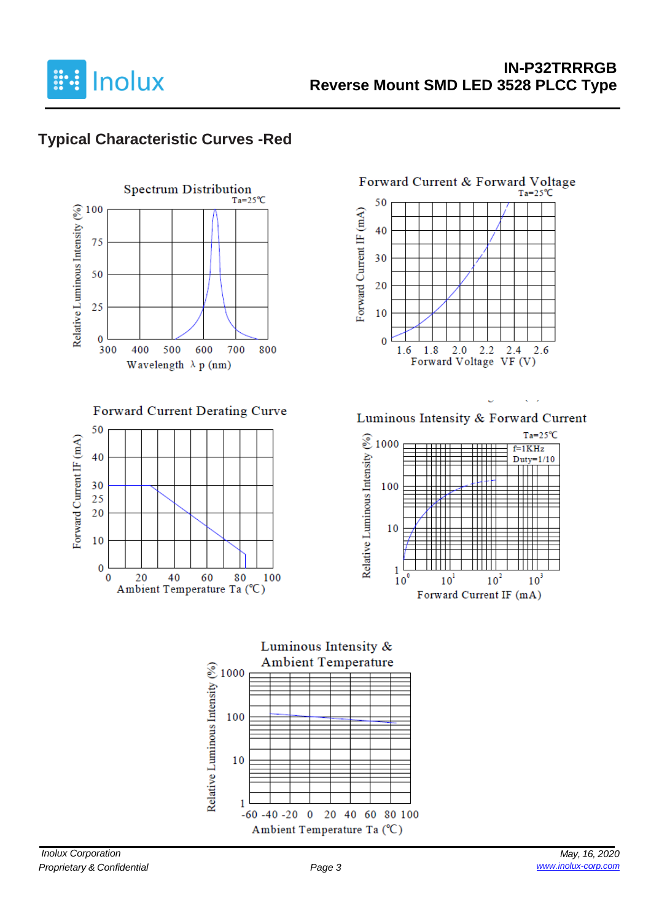## Typical Characteristic Curves -Red

Spectrum Distribution

Ta=25℃

Relative Luminous Intensity (%)

Wavelength λ p (nm)

Forward Current & Forward Voltage

Ta=25℃

Forward Current IF (mA)

Forward Voltage VF (V)

Forward Current Derating Curve

Forward Current IF (mA)

Ambient Temperature Ta (℃)

Luminous Intensity & Forward Current

Ta=25℃

f=1KHz
Duty=1/10

Relative Luminous Intensity (%)

Forward Current IF (mA)

Luminous Intensity & Ambient Temperature

Relative Luminous Intensity (%)

Ambient Temperature Ta (℃)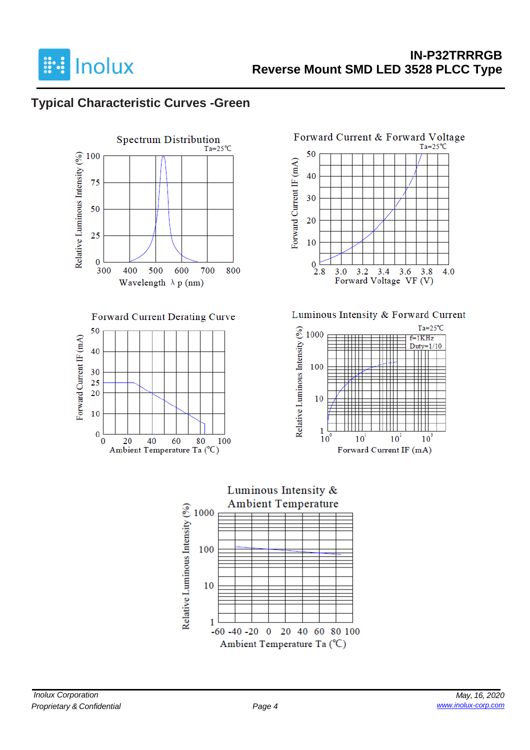## Typical Characteristic Curves -Green

Spectrum Distribution

Ta=25℃

Relative Luminous Intensity (%)

100
75
50
25
0

300 400 500 600 700 800

Wavelength λ p (nm)

Forward Current & Forward Voltage

Ta=25℃

Forward Current IF (mA)

50
40
30
20
10
0

2.8 3.0 3.2 3.4 3.6 3.8 4.0

Forward Voltage VF (V)

Forward Current Derating Curve

Forward Current IF (mA)

50
40
30
25
20
10
0

0 20 40 60 80 100

Ambient Temperature Ta (℃)

Luminous Intensity & Forward Current

Ta=25℃

f=1KHz
Duty=1/10

Relative Luminous Intensity (%)

1000
100
10
1

$10^0$ $10^1$ $10^2$ $10^3$

Forward Current IF (mA)

Luminous Intensity & Ambient Temperature

Relative Luminous Intensity (%)

1000
100
10
1

-60 -40 -20 0 20 40 60 80 100

Ambient Temperature Ta (℃)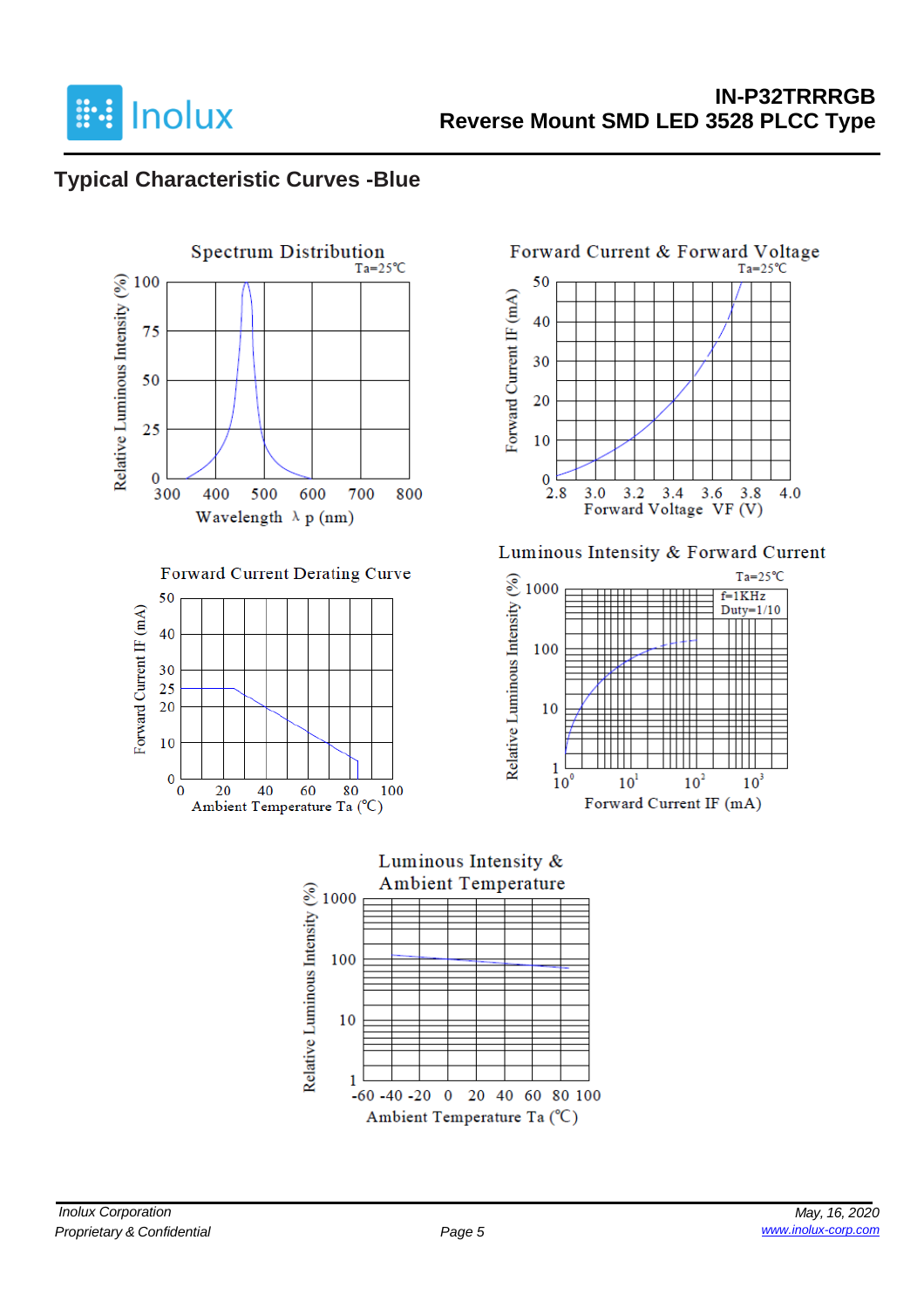## Typical Characteristic Curves -Blue

**Spectrum Distribution**
Ta=25℃

Relative Luminous Intensity (%): 0, 25, 50, 75, 100

Wavelength λ p (nm): 300, 400, 500, 600, 700, 800

**Forward Current & Forward Voltage**
Ta=25℃

Forward Current IF (mA): 0, 10, 20, 30, 40, 50

Forward Voltage VF (V): 2.8, 3.0, 3.2, 3.4, 3.6, 3.8, 4.0

**Forward Current Derating Curve**

Forward Current IF (mA): 0, 10, 20, 25, 30, 40, 50

Ambient Temperature Ta (℃): 0, 20, 40, 60, 80, 100

**Luminous Intensity & Forward Current**
Ta=25℃
f=1KHz
Duty=1/10

Relative Luminous Intensity (%): 1, 10, 100, 1000

Forward Current IF (mA): $10^0$, $10^1$, $10^2$, $10^3$

**Luminous Intensity & Ambient Temperature**

Relative Luminous Intensity (%): 1, 10, 100, 1000

Ambient Temperature Ta (℃): -60, -40, -20, 0, 20, 40, 60, 80, 100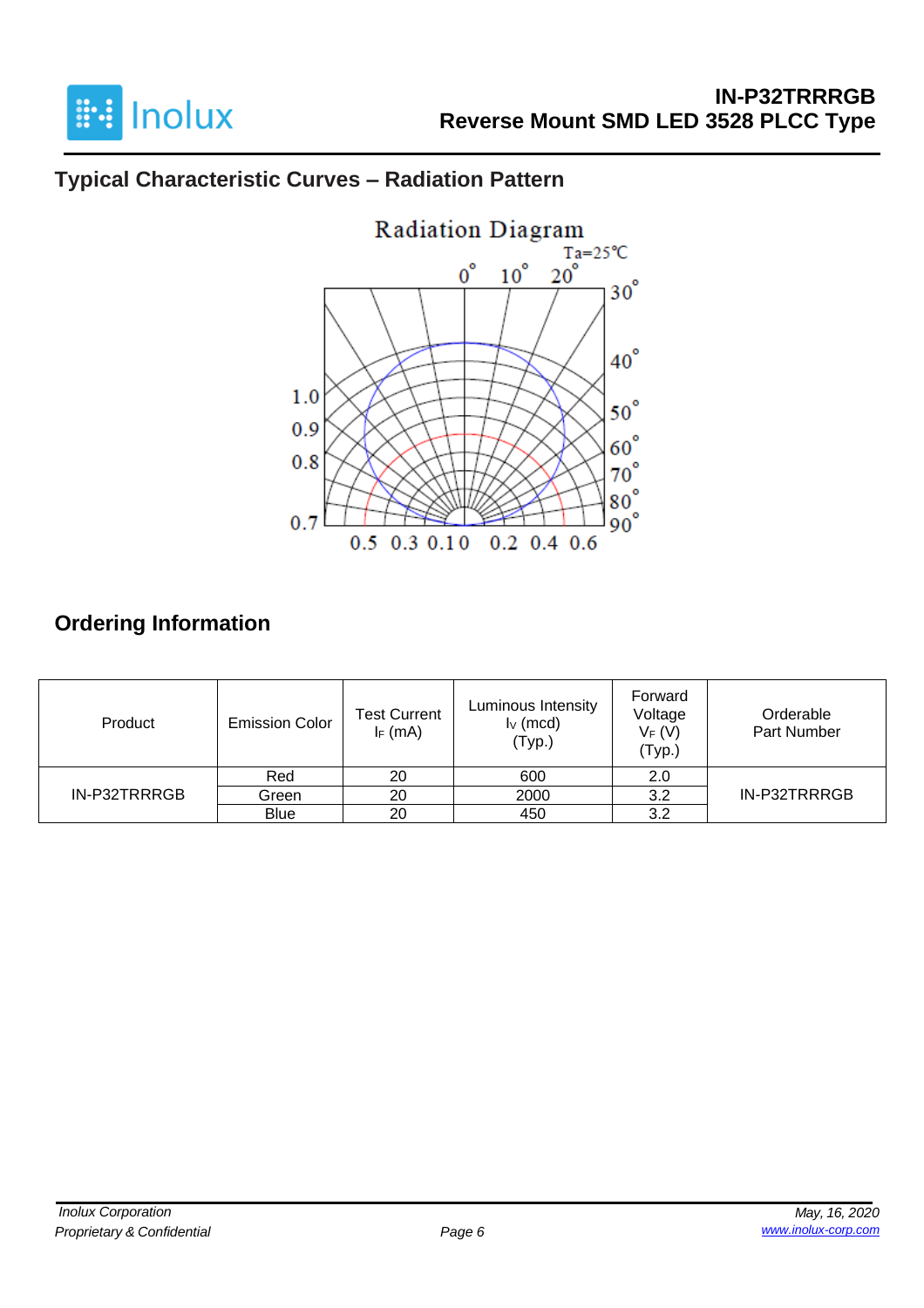## Typical Characteristic Curves – Radiation Pattern

## Ordering Information

| Product | Emission Color | Test Current $I_F$ (mA) | Luminous Intensity $I_V$ (mcd) (Typ.) | Forward Voltage $V_F$ (V) (Typ.) | Orderable Part Number |
|---|---|---|---|---|---|
| IN-P32TRRRGB | Red | 20 | 600 | 2.0 | IN-P32TRRRGB |
| | Green | 20 | 2000 | 3.2 | |
| | Blue | 20 | 450 | 3.2 | |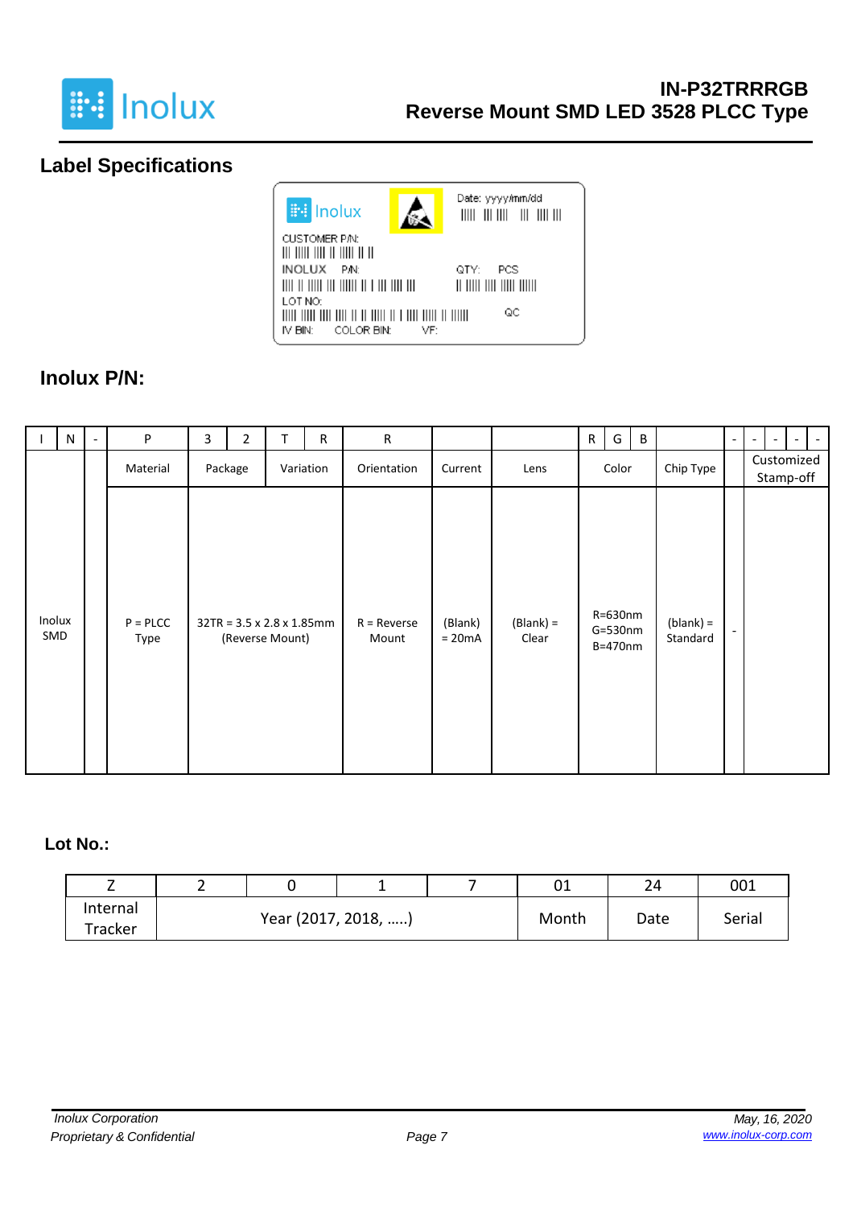## Label Specifications

Inolux

Date: yyyy/mm/dd

CUSTOMER P/N:

INOLUX P/N:

QTY: PCS

LOT NO:

QC

IV BIN: COLOR BIN: VF:

## Inolux P/N:

| I | N | - | P | 3 | 2 | T | R | R | | | R | G | B | | - | - | - | - | - |
|---|---|---|---|---|---|---|---|---|---|---|---|---|---|---|---|---|---|---|---|
| | | | Material | Package | | Variation | | Orientation | Current | Lens | Color | | | Chip Type | | Customized Stamp-off | | | |
| Inolux SMD | | | P = PLCC Type | 32TR = 3.5 x 2.8 x 1.85mm (Reverse Mount) | | | | R = Reverse Mount | (Blank) = 20mA | (Blank) = Clear | R=630nm G=530nm B=470nm | | | (blank) = Standard | - | | | | |

## Lot No.:

| Z | 2 | 0 | 1 | 7 | 01 | 24 | 001 |
|---|---|---|---|---|---|---|---|
| Internal Tracker | Year (2017, 2018, …..) | | | | Month | Date | Serial |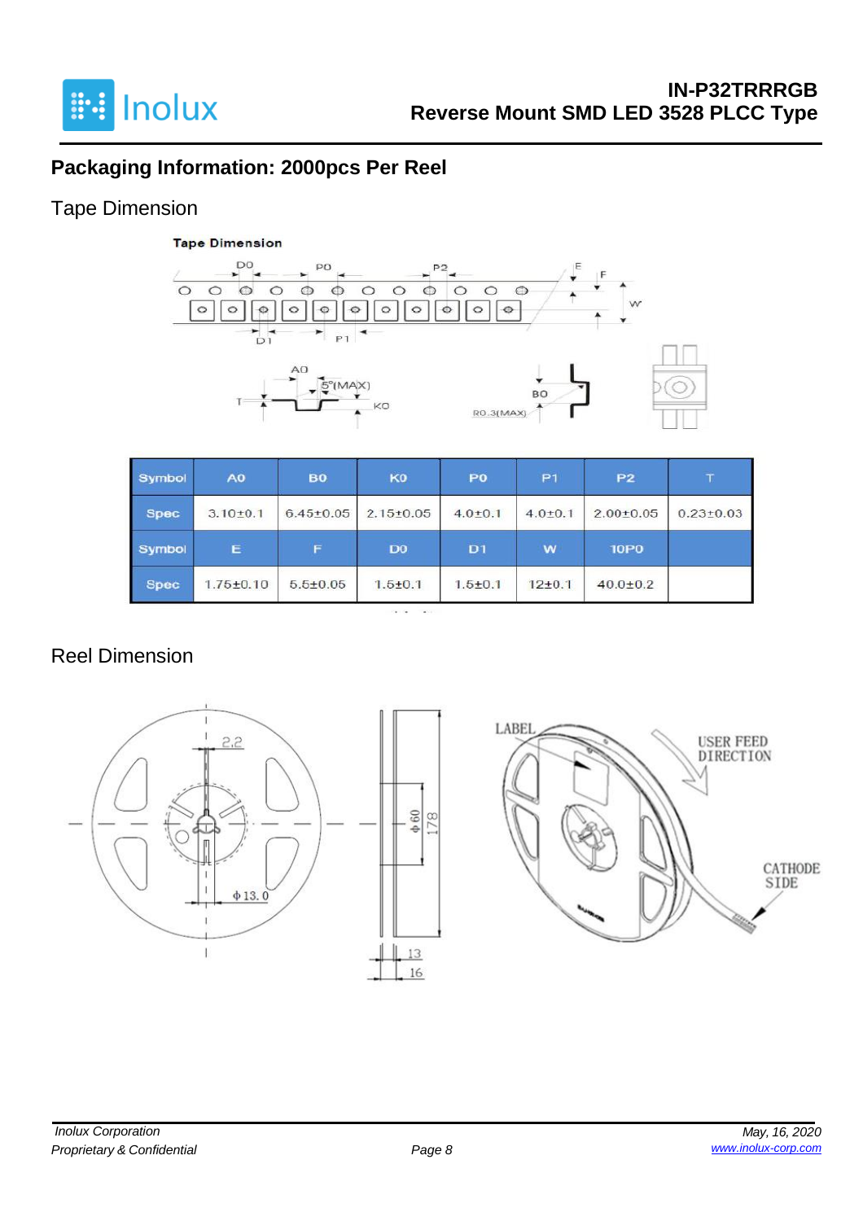## Packaging Information: 2000pcs Per Reel

### Tape Dimension

| Symbol | A0 | B0 | K0 | P0 | P1 | P2 | T |
|---|---|---|---|---|---|---|---|
| Spec | 3.10±0.1 | 6.45±0.05 | 2.15±0.05 | 4.0±0.1 | 4.0±0.1 | 2.00±0.05 | 0.23±0.03 |
| Symbol | E | F | D0 | D1 | W | 10P0 | |
| Spec | 1.75±0.10 | 5.5±0.05 | 1.5±0.1 | 1.5±0.1 | 12±0.1 | 40.0±0.2 | |

### Reel Dimension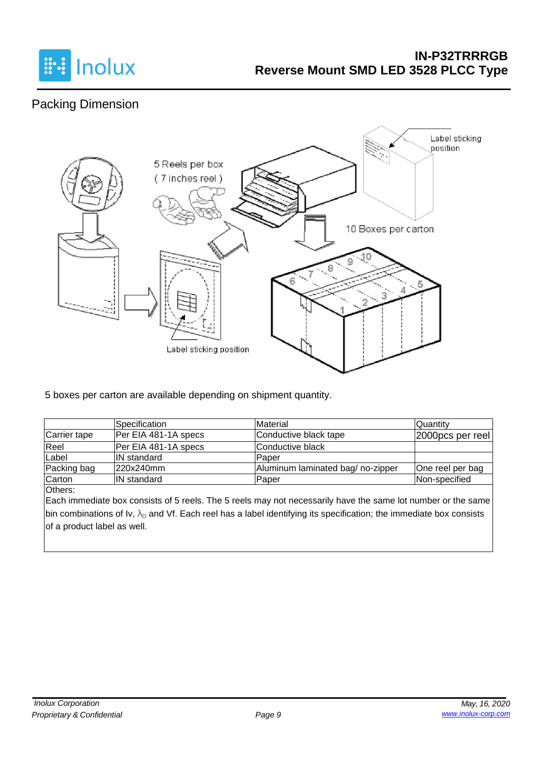## Packing Dimension

5 Reels per box
( 7 inches reel )

Label sticking position

10 Boxes per carton

Label sticking position

5 boxes per carton are available depending on shipment quantity.

| | Specification | Material | Quantity |
|---|---|---|---|
| Carrier tape | Per EIA 481-1A specs | Conductive black tape | 2000pcs per reel |
| Reel | Per EIA 481-1A specs | Conductive black | |
| Label | IN standard | Paper | |
| Packing bag | 220x240mm | Aluminum laminated bag/ no-zipper | One reel per bag |
| Carton | IN standard | Paper | Non-specified |

Others:
Each immediate box consists of 5 reels. The 5 reels may not necessarily have the same lot number or the same bin combinations of Iv, $\lambda_D$ and Vf. Each reel has a label identifying its specification; the immediate box consists of a product label as well.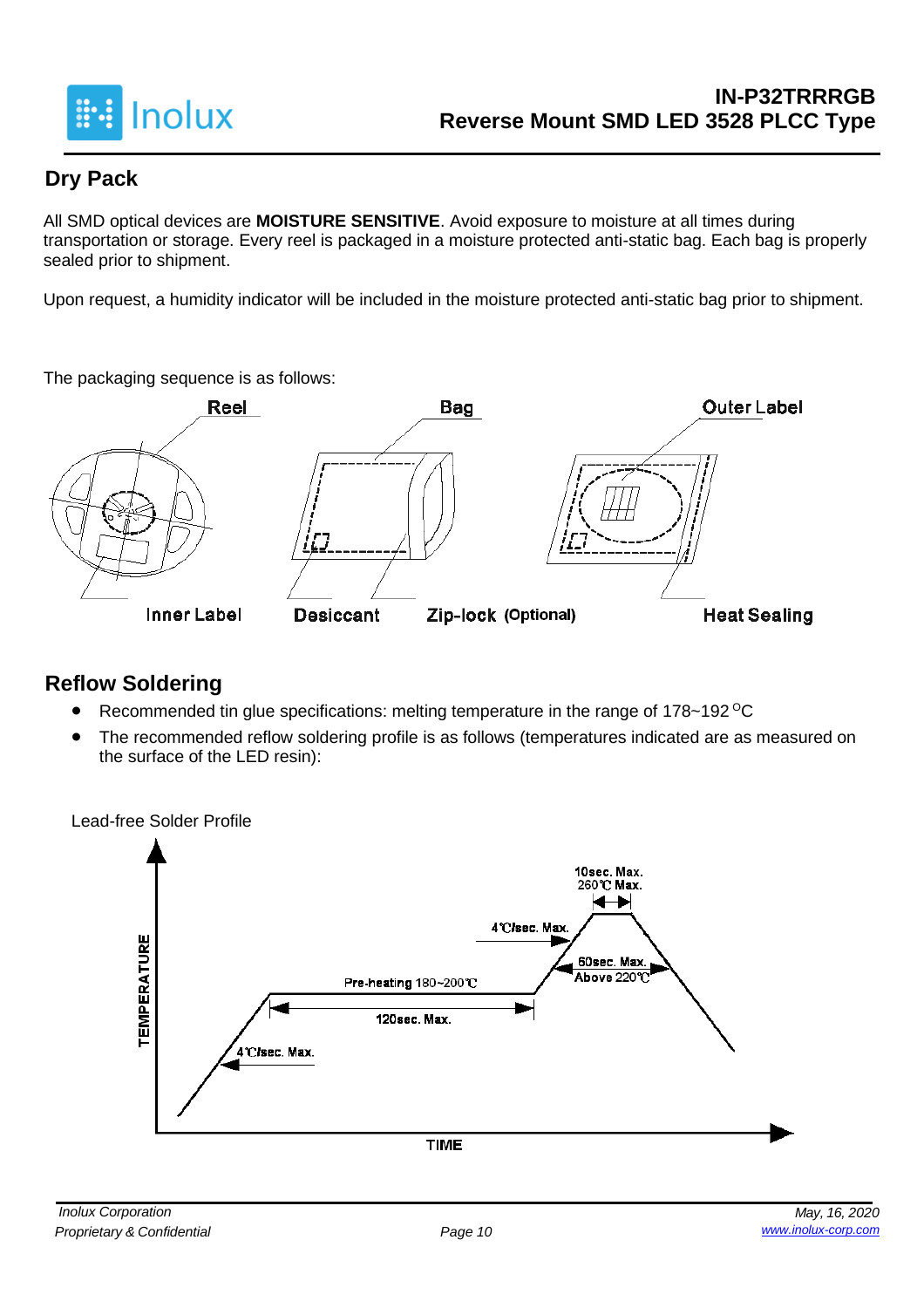## Dry Pack

All SMD optical devices are **MOISTURE SENSITIVE**. Avoid exposure to moisture at all times during transportation or storage. Every reel is packaged in a moisture protected anti-static bag. Each bag is properly sealed prior to shipment.

Upon request, a humidity indicator will be included in the moisture protected anti-static bag prior to shipment.

The packaging sequence is as follows:

Reel | Bag | Outer Label

Inner Label | Desiccant | Zip-lock (Optional) | Heat Sealing

## Reflow Soldering

- Recommended tin glue specifications: melting temperature in the range of 178~192 °C
- The recommended reflow soldering profile is as follows (temperatures indicated are as measured on the surface of the LED resin):

Lead-free Solder Profile

TEMPERATURE

TIME

4℃/sec. Max.

Pre-heating 180~200℃

120sec. Max.

4℃/sec. Max.

60sec. Max.
Above 220℃

10sec. Max.
260℃ Max.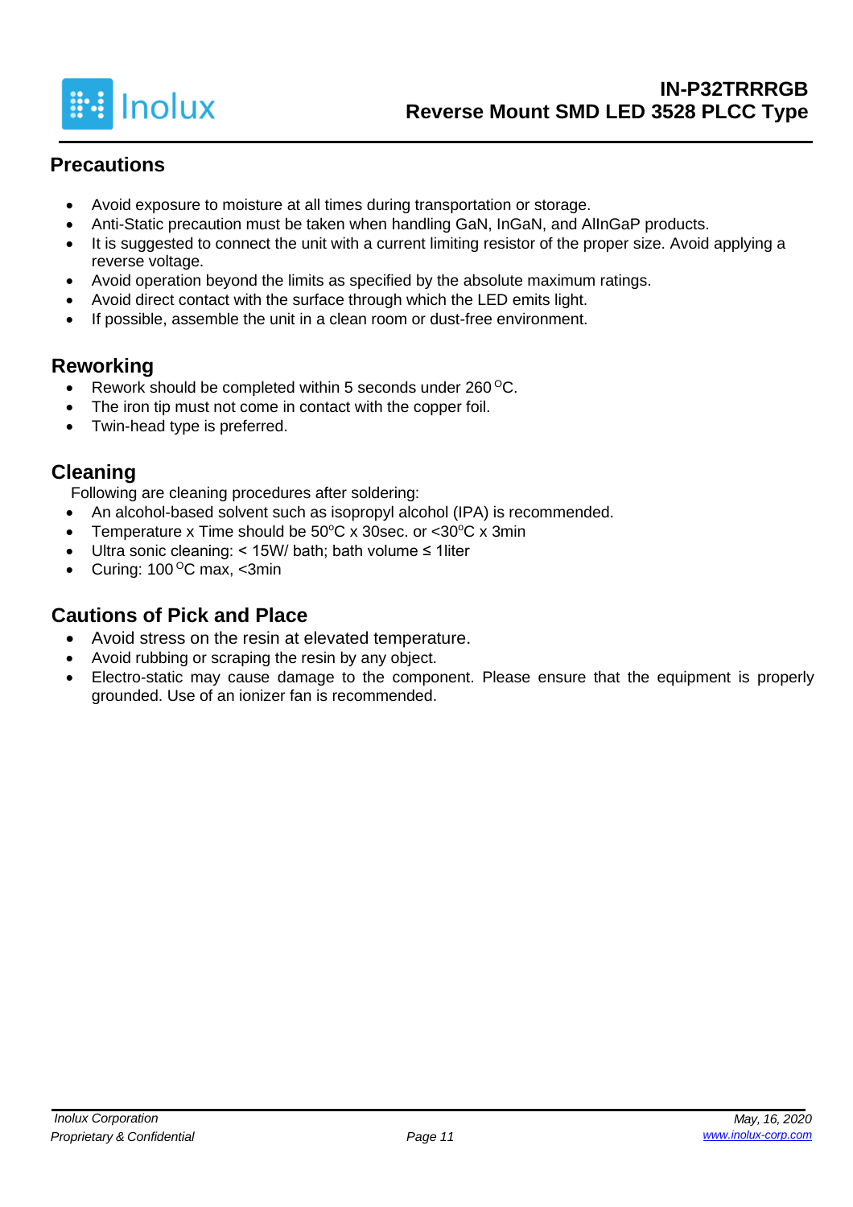## Precautions

- Avoid exposure to moisture at all times during transportation or storage.
- Anti-Static precaution must be taken when handling GaN, InGaN, and AlInGaP products.
- It is suggested to connect the unit with a current limiting resistor of the proper size. Avoid applying a reverse voltage.
- Avoid operation beyond the limits as specified by the absolute maximum ratings.
- Avoid direct contact with the surface through which the LED emits light.
- If possible, assemble the unit in a clean room or dust-free environment.

## Reworking

- Rework should be completed within 5 seconds under 260 °C.
- The iron tip must not come in contact with the copper foil.
- Twin-head type is preferred.

## Cleaning

Following are cleaning procedures after soldering:

- An alcohol-based solvent such as isopropyl alcohol (IPA) is recommended.
- Temperature x Time should be 50°C x 30sec. or <30°C x 3min
- Ultra sonic cleaning: < 15W/ bath; bath volume ≤ 1liter
- Curing: 100 °C max, <3min

## Cautions of Pick and Place

- Avoid stress on the resin at elevated temperature.
- Avoid rubbing or scraping the resin by any object.
- Electro-static may cause damage to the component. Please ensure that the equipment is properly grounded. Use of an ionizer fan is recommended.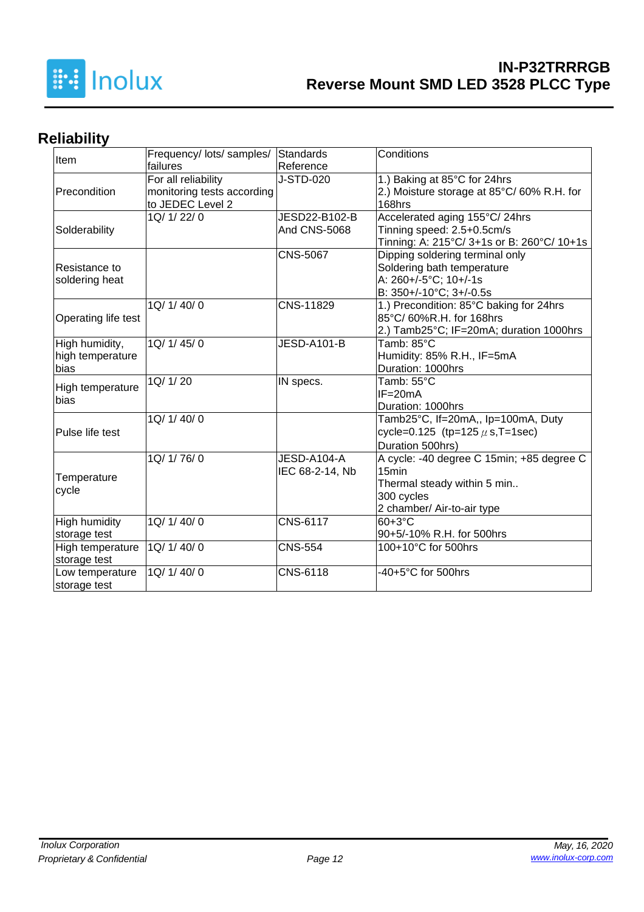## Reliability

| Item | Frequency/ lots/ samples/ failures | Standards Reference | Conditions |
|---|---|---|---|
| Precondition | For all reliability monitoring tests according to JEDEC Level 2 | J-STD-020 | 1.) Baking at 85°C for 24hrs<br>2.) Moisture storage at 85°C/ 60% R.H. for 168hrs |
| Solderability | 1Q/ 1/ 22/ 0 | JESD22-B102-B And CNS-5068 | Accelerated aging 155°C/ 24hrs<br>Tinning speed: 2.5+0.5cm/s<br>Tinning: A: 215°C/ 3+1s or B: 260°C/ 10+1s |
| Resistance to soldering heat | | CNS-5067 | Dipping soldering terminal only<br>Soldering bath temperature<br>A: 260+/-5°C; 10+/-1s<br>B: 350+/-10°C; 3+/-0.5s |
| Operating life test | 1Q/ 1/ 40/ 0 | CNS-11829 | 1.) Precondition: 85°C baking for 24hrs 85°C/ 60%R.H. for 168hrs<br>2.) Tamb25°C; IF=20mA; duration 1000hrs |
| High humidity, high temperature bias | 1Q/ 1/ 45/ 0 | JESD-A101-B | Tamb: 85°C<br>Humidity: 85% R.H., IF=5mA<br>Duration: 1000hrs |
| High temperature bias | 1Q/ 1/ 20 | IN specs. | Tamb: 55°C<br>IF=20mA<br>Duration: 1000hrs |
| Pulse life test | 1Q/ 1/ 40/ 0 | | Tamb25°C, If=20mA,, Ip=100mA, Duty cycle=0.125 (tp=125 μs,T=1sec)<br>Duration 500hrs) |
| Temperature cycle | 1Q/ 1/ 76/ 0 | JESD-A104-A<br>IEC 68-2-14, Nb | A cycle: -40 degree C 15min; +85 degree C 15min<br>Thermal steady within 5 min..<br>300 cycles<br>2 chamber/ Air-to-air type |
| High humidity storage test | 1Q/ 1/ 40/ 0 | CNS-6117 | 60+3°C<br>90+5/-10% R.H. for 500hrs |
| High temperature storage test | 1Q/ 1/ 40/ 0 | CNS-554 | 100+10°C for 500hrs |
| Low temperature storage test | 1Q/ 1/ 40/ 0 | CNS-6118 | -40+5°C for 500hrs |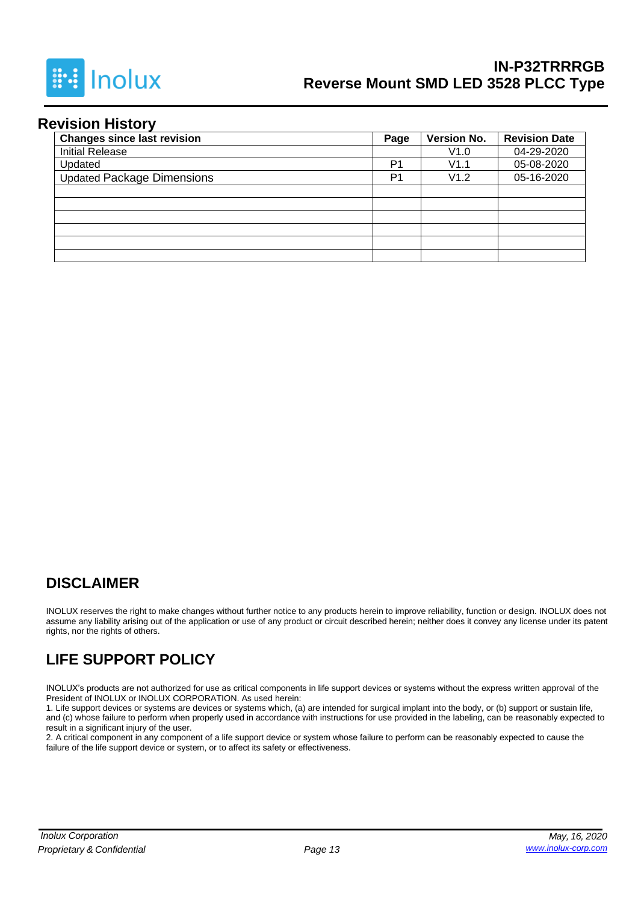## Revision History

| Changes since last revision | Page | Version No. | Revision Date |
|---|---|---|---|
| Initial Release | | V1.0 | 04-29-2020 |
| Updated | P1 | V1.1 | 05-08-2020 |
| Updated Package Dimensions | P1 | V1.2 | 05-16-2020 |
| | | | |
| | | | |
| | | | |
| | | | |
| | | | |
| | | | |

## DISCLAIMER

INOLUX reserves the right to make changes without further notice to any products herein to improve reliability, function or design. INOLUX does not assume any liability arising out of the application or use of any product or circuit described herein; neither does it convey any license under its patent rights, nor the rights of others.

## LIFE SUPPORT POLICY

INOLUX's products are not authorized for use as critical components in life support devices or systems without the express written approval of the President of INOLUX or INOLUX CORPORATION. As used herein:

1. Life support devices or systems are devices or systems which, (a) are intended for surgical implant into the body, or (b) support or sustain life, and (c) whose failure to perform when properly used in accordance with instructions for use provided in the labeling, can be reasonably expected to result in a significant injury of the user.
2. A critical component in any component of a life support device or system whose failure to perform can be reasonably expected to cause the failure of the life support device or system, or to affect its safety or effectiveness.